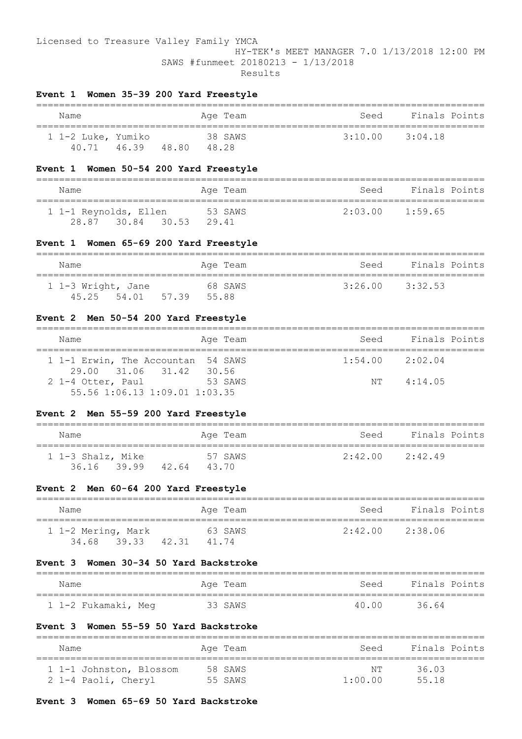Licensed to Treasure Valley Family YMCA

HY-TEK's MEET MANAGER 7.0 1/13/2018 12:00 PM

SAWS #funmeet 20180213 - 1/13/2018

Results

**Event 1 Women 35-39 200 Yard Freestyle**

| Name | Age | Team | Seed | Finals | Points |
|---|---|---|---|---|---|
| 1 1-2 Luke, Yumiko | 38 | SAWS | 3:10.00 | 3:04.18 | |
| 40.71 46.39 48.80 48.28 | | | | | |

**Event 1 Women 50-54 200 Yard Freestyle**

| Name | Age | Team | Seed | Finals | Points |
|---|---|---|---|---|---|
| 1 1-1 Reynolds, Ellen | 53 | SAWS | 2:03.00 | 1:59.65 | |
| 28.87 30.84 30.53 29.41 | | | | | |

**Event 1 Women 65-69 200 Yard Freestyle**

| Name | Age | Team | Seed | Finals | Points |
|---|---|---|---|---|---|
| 1 1-3 Wright, Jane | 68 | SAWS | 3:26.00 | 3:32.53 | |
| 45.25 54.01 57.39 55.88 | | | | | |

**Event 2 Men 50-54 200 Yard Freestyle**

| Name | Age | Team | Seed | Finals | Points |
|---|---|---|---|---|---|
| 1 1-1 Erwin, The Accountan | 54 | SAWS | 1:54.00 | 2:02.04 | |
| 29.00 31.06 31.42 30.56 | | | | | |
| 2 1-4 Otter, Paul | 53 | SAWS | NT | 4:14.05 | |
| 55.56 1:06.13 1:09.01 1:03.35 | | | | | |

**Event 2 Men 55-59 200 Yard Freestyle**

| Name | Age | Team | Seed | Finals | Points |
|---|---|---|---|---|---|
| 1 1-3 Shalz, Mike | 57 | SAWS | 2:42.00 | 2:42.49 | |
| 36.16 39.99 42.64 43.70 | | | | | |

**Event 2 Men 60-64 200 Yard Freestyle**

| Name | Age | Team | Seed | Finals | Points |
|---|---|---|---|---|---|
| 1 1-2 Mering, Mark | 63 | SAWS | 2:42.00 | 2:38.06 | |
| 34.68 39.33 42.31 41.74 | | | | | |

**Event 3 Women 30-34 50 Yard Backstroke**

| Name | Age | Team | Seed | Finals | Points |
|---|---|---|---|---|---|
| 1 1-2 Fukamaki, Meg | 33 | SAWS | 40.00 | 36.64 | |

**Event 3 Women 55-59 50 Yard Backstroke**

| Name | Age | Team | Seed | Finals | Points |
|---|---|---|---|---|---|
| 1 1-1 Johnston, Blossom | 58 | SAWS | NT | 36.03 | |
| 2 1-4 Paoli, Cheryl | 55 | SAWS | 1:00.00 | 55.18 | |

**Event 3 Women 65-69 50 Yard Backstroke**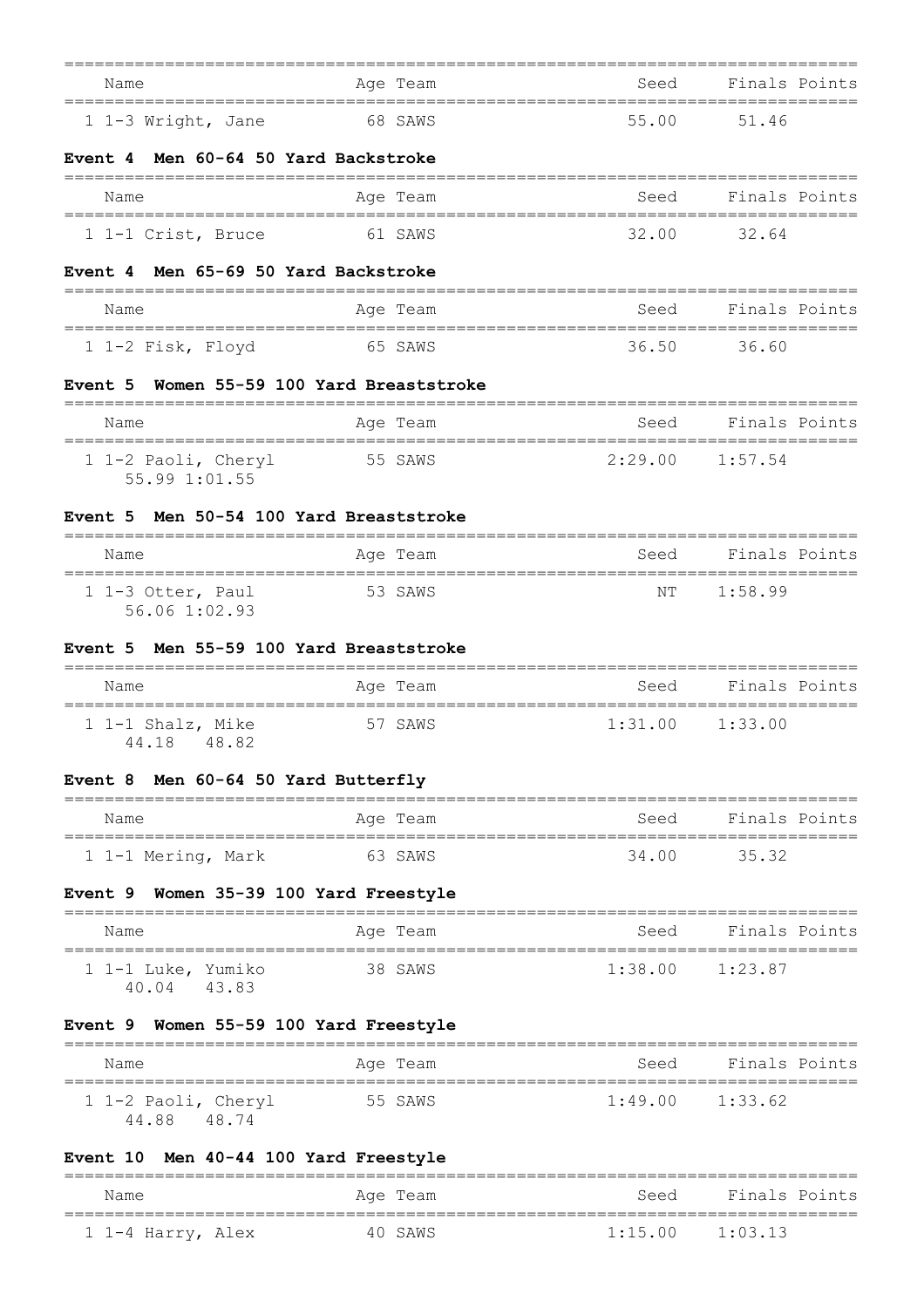| Name | Age | Team | Seed | Finals | Points |
|---|---|---|---|---|---|
| 1 1-3 Wright, Jane | 68 | SAWS | 55.00 | 51.46 | |

### Event 4 Men 60-64 50 Yard Backstroke

| Name | Age | Team | Seed | Finals | Points |
|---|---|---|---|---|---|
| 1 1-1 Crist, Bruce | 61 | SAWS | 32.00 | 32.64 | |

### Event 4 Men 65-69 50 Yard Backstroke

| Name | Age | Team | Seed | Finals | Points |
|---|---|---|---|---|---|
| 1 1-2 Fisk, Floyd | 65 | SAWS | 36.50 | 36.60 | |

### Event 5 Women 55-59 100 Yard Breaststroke

| Name | Age | Team | Seed | Finals | Points |
|---|---|---|---|---|---|
| 1 1-2 Paoli, Cheryl | 55 | SAWS | 2:29.00 | 1:57.54 | |
| 55.99 1:01.55 | | | | | |

### Event 5 Men 50-54 100 Yard Breaststroke

| Name | Age | Team | Seed | Finals | Points |
|---|---|---|---|---|---|
| 1 1-3 Otter, Paul | 53 | SAWS | NT | 1:58.99 | |
| 56.06 1:02.93 | | | | | |

### Event 5 Men 55-59 100 Yard Breaststroke

| Name | Age | Team | Seed | Finals | Points |
|---|---|---|---|---|---|
| 1 1-1 Shalz, Mike | 57 | SAWS | 1:31.00 | 1:33.00 | |
| 44.18 48.82 | | | | | |

### Event 8 Men 60-64 50 Yard Butterfly

| Name | Age | Team | Seed | Finals | Points |
|---|---|---|---|---|---|
| 1 1-1 Mering, Mark | 63 | SAWS | 34.00 | 35.32 | |

### Event 9 Women 35-39 100 Yard Freestyle

| Name | Age | Team | Seed | Finals | Points |
|---|---|---|---|---|---|
| 1 1-1 Luke, Yumiko | 38 | SAWS | 1:38.00 | 1:23.87 | |
| 40.04 43.83 | | | | | |

### Event 9 Women 55-59 100 Yard Freestyle

| Name | Age | Team | Seed | Finals | Points |
|---|---|---|---|---|---|
| 1 1-2 Paoli, Cheryl | 55 | SAWS | 1:49.00 | 1:33.62 | |
| 44.88 48.74 | | | | | |

### Event 10 Men 40-44 100 Yard Freestyle

| Name | Age | Team | Seed | Finals | Points |
|---|---|---|---|---|---|
| 1 1-4 Harry, Alex | 40 | SAWS | 1:15.00 | 1:03.13 | |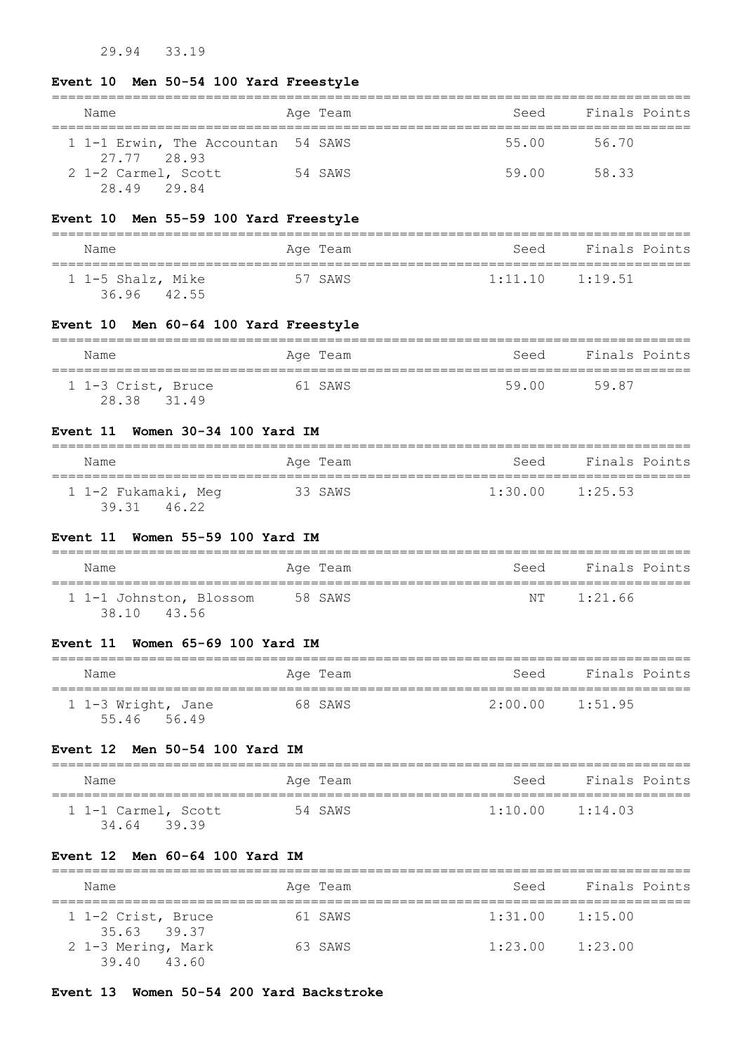29.94   33.19

**Event 10  Men 50-54 100 Yard Freestyle**

| Name | Age | Team | Seed | Finals | Points |
|---|---|---|---|---|---|
| 1 1-1 Erwin, The Accountan | 54 | SAWS | 55.00 | 56.70 | |
| 27.77  28.93 | | | | | |
| 2 1-2 Carmel, Scott | 54 | SAWS | 59.00 | 58.33 | |
| 28.49  29.84 | | | | | |

**Event 10  Men 55-59 100 Yard Freestyle**

| Name | Age | Team | Seed | Finals | Points |
|---|---|---|---|---|---|
| 1 1-5 Shalz, Mike | 57 | SAWS | 1:11.10 | 1:19.51 | |
| 36.96  42.55 | | | | | |

**Event 10  Men 60-64 100 Yard Freestyle**

| Name | Age | Team | Seed | Finals | Points |
|---|---|---|---|---|---|
| 1 1-3 Crist, Bruce | 61 | SAWS | 59.00 | 59.87 | |
| 28.38  31.49 | | | | | |

**Event 11  Women 30-34 100 Yard IM**

| Name | Age | Team | Seed | Finals | Points |
|---|---|---|---|---|---|
| 1 1-2 Fukamaki, Meg | 33 | SAWS | 1:30.00 | 1:25.53 | |
| 39.31  46.22 | | | | | |

**Event 11  Women 55-59 100 Yard IM**

| Name | Age | Team | Seed | Finals | Points |
|---|---|---|---|---|---|
| 1 1-1 Johnston, Blossom | 58 | SAWS | NT | 1:21.66 | |
| 38.10  43.56 | | | | | |

**Event 11  Women 65-69 100 Yard IM**

| Name | Age | Team | Seed | Finals | Points |
|---|---|---|---|---|---|
| 1 1-3 Wright, Jane | 68 | SAWS | 2:00.00 | 1:51.95 | |
| 55.46  56.49 | | | | | |

**Event 12  Men 50-54 100 Yard IM**

| Name | Age | Team | Seed | Finals | Points |
|---|---|---|---|---|---|
| 1 1-1 Carmel, Scott | 54 | SAWS | 1:10.00 | 1:14.03 | |
| 34.64  39.39 | | | | | |

**Event 12  Men 60-64 100 Yard IM**

| Name | Age | Team | Seed | Finals | Points |
|---|---|---|---|---|---|
| 1 1-2 Crist, Bruce | 61 | SAWS | 1:31.00 | 1:15.00 | |
| 35.63  39.37 | | | | | |
| 2 1-3 Mering, Mark | 63 | SAWS | 1:23.00 | 1:23.00 | |
| 39.40  43.60 | | | | | |

**Event 13  Women 50-54 200 Yard Backstroke**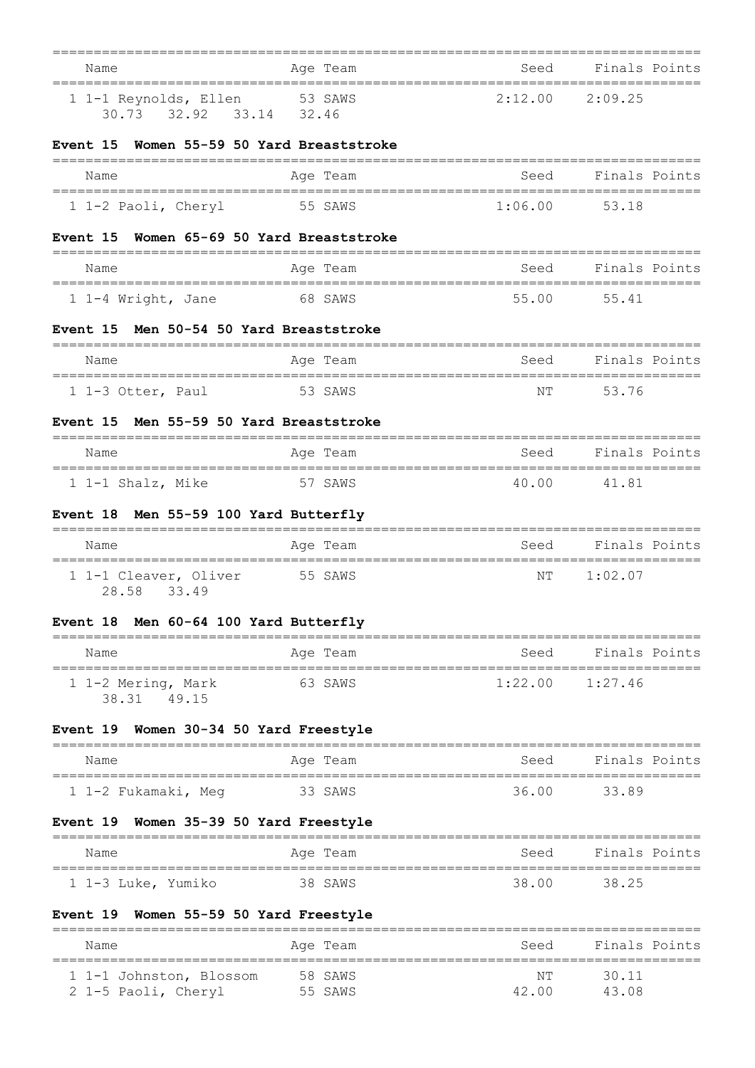| Name | Age | Team | Seed | Finals | Points |
|---|---|---|---|---|---|
| 1 1-1 Reynolds, Ellen | 53 | SAWS | 2:12.00 | 2:09.25 | |
| 30.73 32.92 33.14 32.46 | | | | | |

### Event 15 Women 55-59 50 Yard Breaststroke

| Name | Age | Team | Seed | Finals | Points |
|---|---|---|---|---|---|
| 1 1-2 Paoli, Cheryl | 55 | SAWS | 1:06.00 | 53.18 | |

### Event 15 Women 65-69 50 Yard Breaststroke

| Name | Age | Team | Seed | Finals | Points |
|---|---|---|---|---|---|
| 1 1-4 Wright, Jane | 68 | SAWS | 55.00 | 55.41 | |

### Event 15 Men 50-54 50 Yard Breaststroke

| Name | Age | Team | Seed | Finals | Points |
|---|---|---|---|---|---|
| 1 1-3 Otter, Paul | 53 | SAWS | NT | 53.76 | |

### Event 15 Men 55-59 50 Yard Breaststroke

| Name | Age | Team | Seed | Finals | Points |
|---|---|---|---|---|---|
| 1 1-1 Shalz, Mike | 57 | SAWS | 40.00 | 41.81 | |

### Event 18 Men 55-59 100 Yard Butterfly

| Name | Age | Team | Seed | Finals | Points |
|---|---|---|---|---|---|
| 1 1-1 Cleaver, Oliver | 55 | SAWS | NT | 1:02.07 | |
| 28.58 33.49 | | | | | |

### Event 18 Men 60-64 100 Yard Butterfly

| Name | Age | Team | Seed | Finals | Points |
|---|---|---|---|---|---|
| 1 1-2 Mering, Mark | 63 | SAWS | 1:22.00 | 1:27.46 | |
| 38.31 49.15 | | | | | |

### Event 19 Women 30-34 50 Yard Freestyle

| Name | Age | Team | Seed | Finals | Points |
|---|---|---|---|---|---|
| 1 1-2 Fukamaki, Meg | 33 | SAWS | 36.00 | 33.89 | |

### Event 19 Women 35-39 50 Yard Freestyle

| Name | Age | Team | Seed | Finals | Points |
|---|---|---|---|---|---|
| 1 1-3 Luke, Yumiko | 38 | SAWS | 38.00 | 38.25 | |

### Event 19 Women 55-59 50 Yard Freestyle

| Name | Age | Team | Seed | Finals | Points |
|---|---|---|---|---|---|
| 1 1-1 Johnston, Blossom | 58 | SAWS | NT | 30.11 | |
| 2 1-5 Paoli, Cheryl | 55 | SAWS | 42.00 | 43.08 | |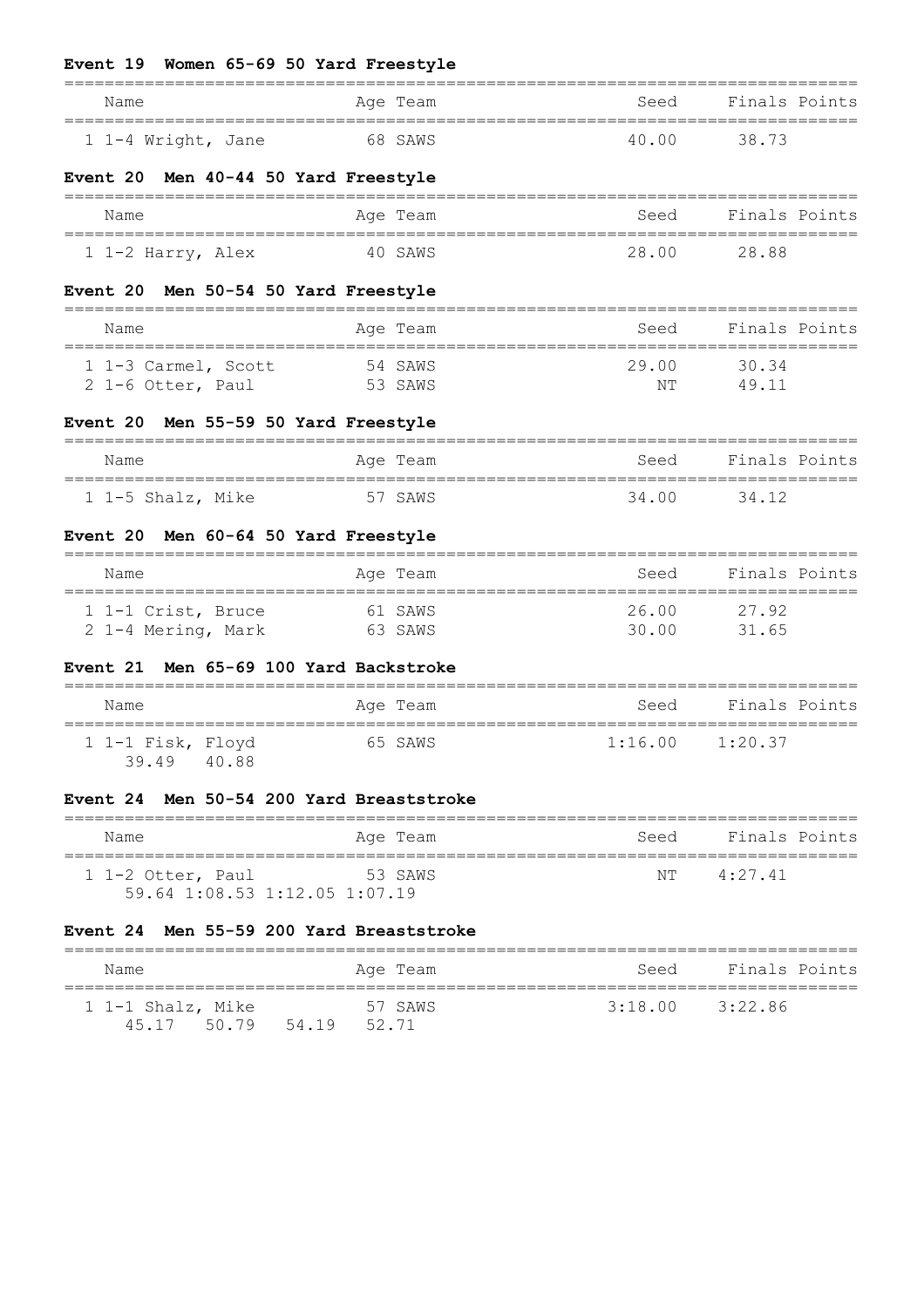**Event 19 Women 65-69 50 Yard Freestyle**

| Name | Age | Team | Seed | Finals | Points |
|---|---|---|---|---|---|
| 1 1-4 Wright, Jane | 68 | SAWS | 40.00 | 38.73 | |

**Event 20 Men 40-44 50 Yard Freestyle**

| Name | Age | Team | Seed | Finals | Points |
|---|---|---|---|---|---|
| 1 1-2 Harry, Alex | 40 | SAWS | 28.00 | 28.88 | |

**Event 20 Men 50-54 50 Yard Freestyle**

| Name | Age | Team | Seed | Finals | Points |
|---|---|---|---|---|---|
| 1 1-3 Carmel, Scott | 54 | SAWS | 29.00 | 30.34 | |
| 2 1-6 Otter, Paul | 53 | SAWS | NT | 49.11 | |

**Event 20 Men 55-59 50 Yard Freestyle**

| Name | Age | Team | Seed | Finals | Points |
|---|---|---|---|---|---|
| 1 1-5 Shalz, Mike | 57 | SAWS | 34.00 | 34.12 | |

**Event 20 Men 60-64 50 Yard Freestyle**

| Name | Age | Team | Seed | Finals | Points |
|---|---|---|---|---|---|
| 1 1-1 Crist, Bruce | 61 | SAWS | 26.00 | 27.92 | |
| 2 1-4 Mering, Mark | 63 | SAWS | 30.00 | 31.65 | |

**Event 21 Men 65-69 100 Yard Backstroke**

| Name | Age | Team | Seed | Finals | Points |
|---|---|---|---|---|---|
| 1 1-1 Fisk, Floyd | 65 | SAWS | 1:16.00 | 1:20.37 | |
| 39.49 40.88 | | | | | |

**Event 24 Men 50-54 200 Yard Breaststroke**

| Name | Age | Team | Seed | Finals | Points |
|---|---|---|---|---|---|
| 1 1-2 Otter, Paul | 53 | SAWS | NT | 4:27.41 | |
| 59.64 1:08.53 1:12.05 1:07.19 | | | | | |

**Event 24 Men 55-59 200 Yard Breaststroke**

| Name | Age | Team | Seed | Finals | Points |
|---|---|---|---|---|---|
| 1 1-1 Shalz, Mike | 57 | SAWS | 3:18.00 | 3:22.86 | |
| 45.17 50.79 54.19 52.71 | | | | | |